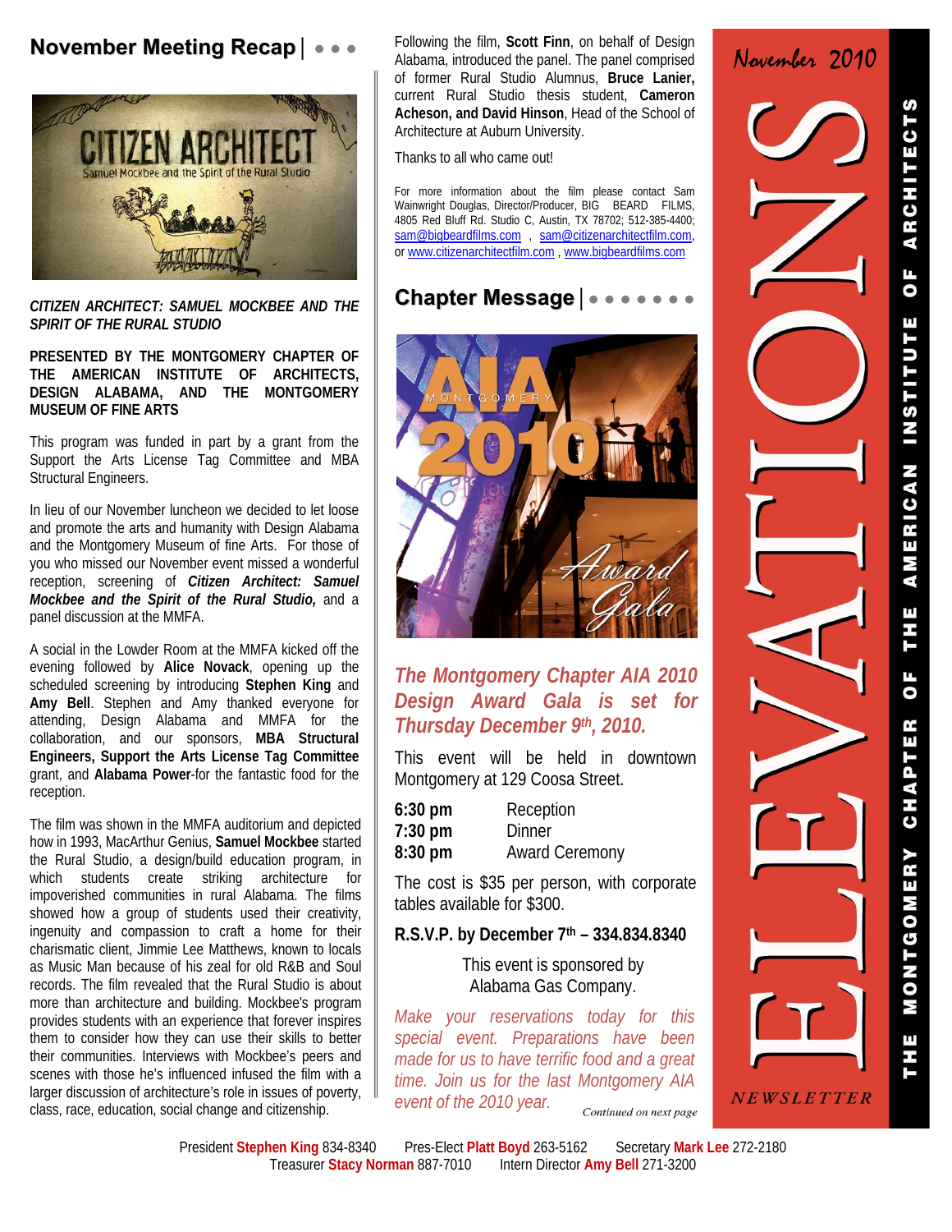# ELEVATIONS

November 2010

NEWSLETTER

THE MONTGOMERY CHAPTER OF THE AMERICAN INSTITUTE OF ARCHITECTS

## November Meeting Recap

***CITIZEN ARCHITECT: SAMUEL MOCKBEE AND THE SPIRIT OF THE RURAL STUDIO***

**PRESENTED BY THE MONTGOMERY CHAPTER OF THE AMERICAN INSTITUTE OF ARCHITECTS, DESIGN ALABAMA, AND THE MONTGOMERY MUSEUM OF FINE ARTS**

This program was funded in part by a grant from the Support the Arts License Tag Committee and MBA Structural Engineers.

In lieu of our November luncheon we decided to let loose and promote the arts and humanity with Design Alabama and the Montgomery Museum of fine Arts. For those of you who missed our November event missed a wonderful reception, screening of ***Citizen Architect: Samuel Mockbee and the Spirit of the Rural Studio,*** and a panel discussion at the MMFA.

A social in the Lowder Room at the MMFA kicked off the evening followed by **Alice Novack**, opening up the scheduled screening by introducing **Stephen King** and **Amy Bell**. Stephen and Amy thanked everyone for attending, Design Alabama and MMFA for the collaboration, and our sponsors, **MBA Structural Engineers, Support the Arts License Tag Committee** grant, and **Alabama Power**-for the fantastic food for the reception.

The film was shown in the MMFA auditorium and depicted how in 1993, MacArthur Genius, **Samuel Mockbee** started the Rural Studio, a design/build education program, in which students create striking architecture for impoverished communities in rural Alabama. The films showed how a group of students used their creativity, ingenuity and compassion to craft a home for their charismatic client, Jimmie Lee Matthews, known to locals as Music Man because of his zeal for old R&B and Soul records. The film revealed that the Rural Studio is about more than architecture and building. Mockbee's program provides students with an experience that forever inspires them to consider how they can use their skills to better their communities. Interviews with Mockbee's peers and scenes with those he's influenced infused the film with a larger discussion of architecture's role in issues of poverty, class, race, education, social change and citizenship.

Following the film, **Scott Finn**, on behalf of Design Alabama, introduced the panel. The panel comprised of former Rural Studio Alumnus, **Bruce Lanier,** current Rural Studio thesis student, **Cameron Acheson, and David Hinson**, Head of the School of Architecture at Auburn University.

Thanks to all who came out!

For more information about the film please contact Sam Wainwright Douglas, Director/Producer, BIG BEARD FILMS, 4805 Red Bluff Rd. Studio C, Austin, TX 78702; 512-385-4400; sam@bigbeardfilms.com , sam@citizenarchitectfilm.com, or www.citizenarchitectfilm.com , www.bigbeardfilms.com

## Chapter Message

***The Montgomery Chapter AIA 2010 Design Award Gala is set for Thursday December 9th, 2010.***

This event will be held in downtown Montgomery at 129 Coosa Street.

| | |
|---|---|
| **6:30 pm** | Reception |
| **7:30 pm** | Dinner |
| **8:30 pm** | Award Ceremony |

The cost is $35 per person, with corporate tables available for $300.

**R.S.V.P. by December 7th – 334.834.8340**

This event is sponsored by Alabama Gas Company.

*Make your reservations today for this special event. Preparations have been made for us to have terrific food and a great time. Join us for the last Montgomery AIA event of the 2010 year.*

*Continued on next page*

President **Stephen King** 834-8340 Pres-Elect **Platt Boyd** 263-5162 Secretary **Mark Lee** 272-2180
Treasurer **Stacy Norman** 887-7010 Intern Director **Amy Bell** 271-3200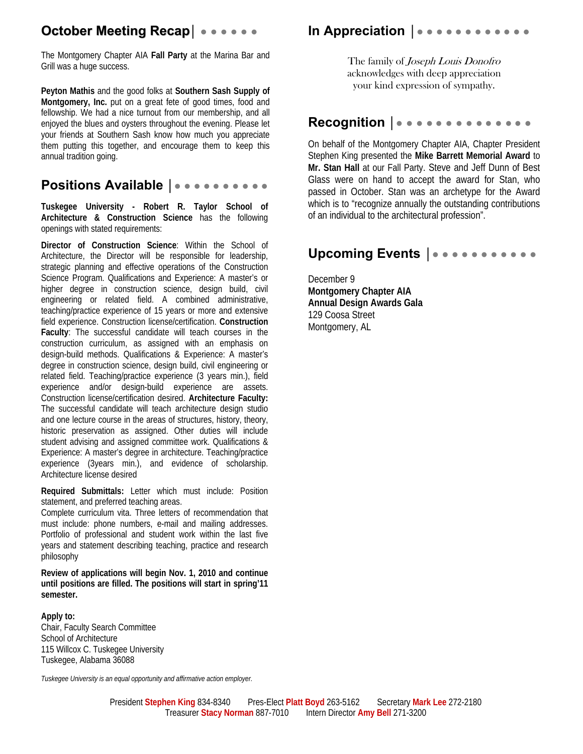## October Meeting Recap

The Montgomery Chapter AIA **Fall Party** at the Marina Bar and Grill was a huge success.

**Peyton Mathis** and the good folks at **Southern Sash Supply of Montgomery, Inc.** put on a great fete of good times, food and fellowship. We had a nice turnout from our membership, and all enjoyed the blues and oysters throughout the evening. Please let your friends at Southern Sash know how much you appreciate them putting this together, and encourage them to keep this annual tradition going.

## Positions Available

**Tuskegee University - Robert R. Taylor School of Architecture & Construction Science** has the following openings with stated requirements:

**Director of Construction Science**: Within the School of Architecture, the Director will be responsible for leadership, strategic planning and effective operations of the Construction Science Program. Qualifications and Experience: A master's or higher degree in construction science, design build, civil engineering or related field. A combined administrative, teaching/practice experience of 15 years or more and extensive field experience. Construction license/certification. **Construction Faculty**: The successful candidate will teach courses in the construction curriculum, as assigned with an emphasis on design-build methods. Qualifications & Experience: A master's degree in construction science, design build, civil engineering or related field. Teaching/practice experience (3 years min.), field experience and/or design-build experience are assets. Construction license/certification desired. **Architecture Faculty:** The successful candidate will teach architecture design studio and one lecture course in the areas of structures, history, theory, historic preservation as assigned. Other duties will include student advising and assigned committee work. Qualifications & Experience: A master's degree in architecture. Teaching/practice experience (3years min.), and evidence of scholarship. Architecture license desired

**Required Submittals:** Letter which must include: Position statement, and preferred teaching areas.
Complete curriculum vita. Three letters of recommendation that must include: phone numbers, e-mail and mailing addresses. Portfolio of professional and student work within the last five years and statement describing teaching, practice and research philosophy

**Review of applications will begin Nov. 1, 2010 and continue until positions are filled. The positions will start in spring'11 semester.**

**Apply to:**
Chair, Faculty Search Committee
School of Architecture
115 Willcox C. Tuskegee University
Tuskegee, Alabama 36088

*Tuskegee University is an equal opportunity and affirmative action employer.*

## In Appreciation

The family of *Joseph Louis Donofro*
acknowledges with deep appreciation
your kind expression of sympathy.

## Recognition

On behalf of the Montgomery Chapter AIA, Chapter President Stephen King presented the **Mike Barrett Memorial Award** to **Mr. Stan Hall** at our Fall Party. Steve and Jeff Dunn of Best Glass were on hand to accept the award for Stan, who passed in October. Stan was an archetype for the Award which is to "recognize annually the outstanding contributions of an individual to the architectural profession".

## Upcoming Events

December 9
**Montgomery Chapter AIA**
**Annual Design Awards Gala**
129 Coosa Street
Montgomery, AL

President **Stephen King** 834-8340 Pres-Elect **Platt Boyd** 263-5162 Secretary **Mark Lee** 272-2180
Treasurer **Stacy Norman** 887-7010 Intern Director **Amy Bell** 271-3200